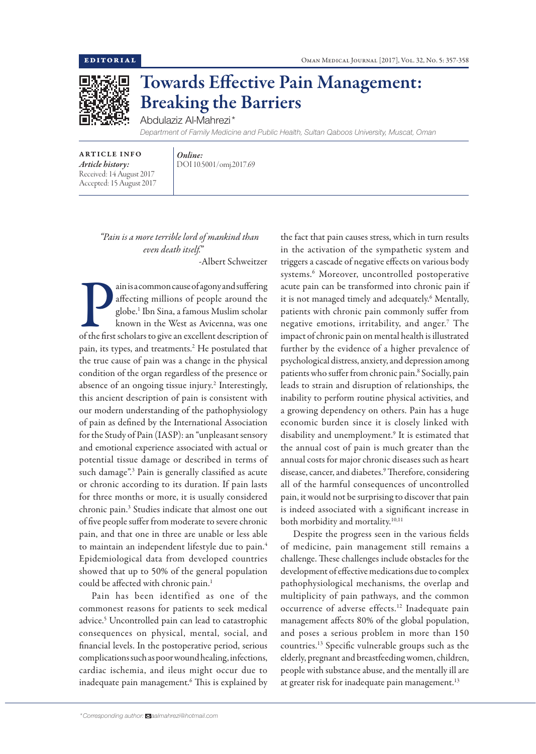EDITORIAL

# Towards Effective Pain Management: Breaking the Barriers

Abdulaziz Al-Mahrezi*

*Department of Family Medicine and Public Health, Sultan Qaboos University, Muscat, Oman*

**ARTICLE INFO**

*Article history:*
Received: 14 August 2017
Accepted: 15 August 2017

*Online:*
DOI 10.5001/omj.2017.69

*"Pain is a more terrible lord of mankind than even death itself."*
-Albert Schweitzer

Pain is a common cause of agony and suffering affecting millions of people around the globe.[1] Ibn Sina, a famous Muslim scholar known in the West as Avicenna, was one of the first scholars to give an excellent description of pain, its types, and treatments.[2] He postulated that the true cause of pain was a change in the physical condition of the organ regardless of the presence or absence of an ongoing tissue injury.[2] Interestingly, this ancient description of pain is consistent with our modern understanding of the pathophysiology of pain as defined by the International Association for the Study of Pain (IASP): an "unpleasant sensory and emotional experience associated with actual or potential tissue damage or described in terms of such damage".[3] Pain is generally classified as acute or chronic according to its duration. If pain lasts for three months or more, it is usually considered chronic pain.[3] Studies indicate that almost one out of five people suffer from moderate to severe chronic pain, and that one in three are unable or less able to maintain an independent lifestyle due to pain.[4] Epidemiological data from developed countries showed that up to 50% of the general population could be affected with chronic pain.[1]

Pain has been identified as one of the commonest reasons for patients to seek medical advice.[5] Uncontrolled pain can lead to catastrophic consequences on physical, mental, social, and financial levels. In the postoperative period, serious complications such as poor wound healing, infections, cardiac ischemia, and ileus might occur due to inadequate pain management.[6] This is explained by the fact that pain causes stress, which in turn results in the activation of the sympathetic system and triggers a cascade of negative effects on various body systems.[6] Moreover, uncontrolled postoperative acute pain can be transformed into chronic pain if it is not managed timely and adequately.[6] Mentally, patients with chronic pain commonly suffer from negative emotions, irritability, and anger.[7] The impact of chronic pain on mental health is illustrated further by the evidence of a higher prevalence of psychological distress, anxiety, and depression among patients who suffer from chronic pain.[8] Socially, pain leads to strain and disruption of relationships, the inability to perform routine physical activities, and a growing dependency on others. Pain has a huge economic burden since it is closely linked with disability and unemployment.[9] It is estimated that the annual cost of pain is much greater than the annual costs for major chronic diseases such as heart disease, cancer, and diabetes.[9] Therefore, considering all of the harmful consequences of uncontrolled pain, it would not be surprising to discover that pain is indeed associated with a significant increase in both morbidity and mortality.[10,11]

Despite the progress seen in the various fields of medicine, pain management still remains a challenge. These challenges include obstacles for the development of effective medications due to complex pathophysiological mechanisms, the overlap and multiplicity of pain pathways, and the common occurrence of adverse effects.[12] Inadequate pain management affects 80% of the global population, and poses a serious problem in more than 150 countries.[13] Specific vulnerable groups such as the elderly, pregnant and breastfeeding women, children, people with substance abuse, and the mentally ill are at greater risk for inadequate pain management.[13]

*Corresponding author: aalmahrezi@hotmail.com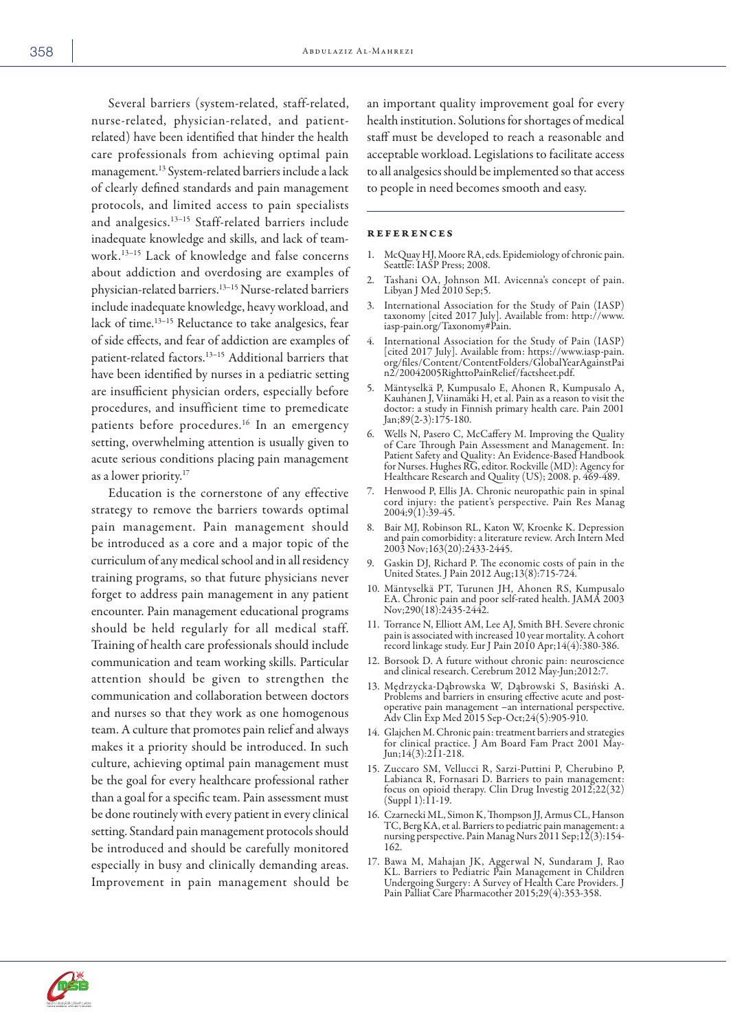Several barriers (system-related, staff-related, nurse-related, physician-related, and patient-related) have been identified that hinder the health care professionals from achieving optimal pain management.[13] System-related barriers include a lack of clearly defined standards and pain management protocols, and limited access to pain specialists and analgesics.[13–15] Staff-related barriers include inadequate knowledge and skills, and lack of teamwork.[13–15] Lack of knowledge and false concerns about addiction and overdosing are examples of physician-related barriers.[13–15] Nurse-related barriers include inadequate knowledge, heavy workload, and lack of time.[13–15] Reluctance to take analgesics, fear of side effects, and fear of addiction are examples of patient-related factors.[13–15] Additional barriers that have been identified by nurses in a pediatric setting are insufficient physician orders, especially before procedures, and insufficient time to premedicate patients before procedures.[16] In an emergency setting, overwhelming attention is usually given to acute serious conditions placing pain management as a lower priority.[17]

Education is the cornerstone of any effective strategy to remove the barriers towards optimal pain management. Pain management should be introduced as a core and a major topic of the curriculum of any medical school and in all residency training programs, so that future physicians never forget to address pain management in any patient encounter. Pain management educational programs should be held regularly for all medical staff. Training of health care professionals should include communication and team working skills. Particular attention should be given to strengthen the communication and collaboration between doctors and nurses so that they work as one homogenous team. A culture that promotes pain relief and always makes it a priority should be introduced. In such culture, achieving optimal pain management must be the goal for every healthcare professional rather than a goal for a specific team. Pain assessment must be done routinely with every patient in every clinical setting. Standard pain management protocols should be introduced and should be carefully monitored especially in busy and clinically demanding areas. Improvement in pain management should be an important quality improvement goal for every health institution. Solutions for shortages of medical staff must be developed to reach a reasonable and acceptable workload. Legislations to facilitate access to all analgesics should be implemented so that access to people in need becomes smooth and easy.

## References

1. McQuay HJ, Moore RA, eds. Epidemiology of chronic pain. Seattle: IASP Press; 2008.
2. Tashani OA, Johnson MI. Avicenna's concept of pain. Libyan J Med 2010 Sep;5.
3. International Association for the Study of Pain (IASP) taxonomy [cited 2017 July]. Available from: http://www.iasp-pain.org/Taxonomy#Pain.
4. International Association for the Study of Pain (IASP) [cited 2017 July]. Available from: https://www.iasp-pain.org/files/Content/ContentFolders/GlobalYearAgainstPain2/20042005RighttoPainRelief/factsheet.pdf.
5. Mäntyselkä P, Kumpusalo E, Ahonen R, Kumpusalo A, Kauhanen J, Viinamäki H, et al. Pain as a reason to visit the doctor: a study in Finnish primary health care. Pain 2001 Jan;89(2-3):175-180.
6. Wells N, Pasero C, McCaffery M. Improving the Quality of Care Through Pain Assessment and Management. In: Patient Safety and Quality: An Evidence-Based Handbook for Nurses. Hughes RG, editor. Rockville (MD): Agency for Healthcare Research and Quality (US); 2008. p. 469-489.
7. Henwood P, Ellis JA. Chronic neuropathic pain in spinal cord injury: the patient's perspective. Pain Res Manag 2004;9(1):39-45.
8. Bair MJ, Robinson RL, Katon W, Kroenke K. Depression and pain comorbidity: a literature review. Arch Intern Med 2003 Nov;163(20):2433-2445.
9. Gaskin DJ, Richard P. The economic costs of pain in the United States. J Pain 2012 Aug;13(8):715-724.
10. Mäntyselkä PT, Turunen JH, Ahonen RS, Kumpusalo EA. Chronic pain and poor self-rated health. JAMA 2003 Nov;290(18):2435-2442.
11. Torrance N, Elliott AM, Lee AJ, Smith BH. Severe chronic pain is associated with increased 10 year mortality. A cohort record linkage study. Eur J Pain 2010 Apr;14(4):380-386.
12. Borsook D. A future without chronic pain: neuroscience and clinical research. Cerebrum 2012 May-Jun;2012:7.
13. Mędrzycka-Dąbrowska W, Dąbrowski S, Basiński A. Problems and barriers in ensuring effective acute and post-operative pain management –an international perspective. Adv Clin Exp Med 2015 Sep-Oct;24(5):905-910.
14. Glajchen M. Chronic pain: treatment barriers and strategies for clinical practice. J Am Board Fam Pract 2001 May-Jun;14(3):211-218.
15. Zuccaro SM, Vellucci R, Sarzi-Puttini P, Cherubino P, Labianca R, Fornasari D. Barriers to pain management: focus on opioid therapy. Clin Drug Investig 2012;22(32) (Suppl 1):11-19.
16. Czarnecki ML, Simon K, Thompson JJ, Armus CL, Hanson TC, Berg KA, et al. Barriers to pediatric pain management: a nursing perspective. Pain Manag Nurs 2011 Sep;12(3):154-162.
17. Bawa M, Mahajan JK, Aggerwal N, Sundaram J, Rao KL. Barriers to Pediatric Pain Management in Children Undergoing Surgery: A Survey of Health Care Providers. J Pain Palliat Care Pharmacother 2015;29(4):353-358.